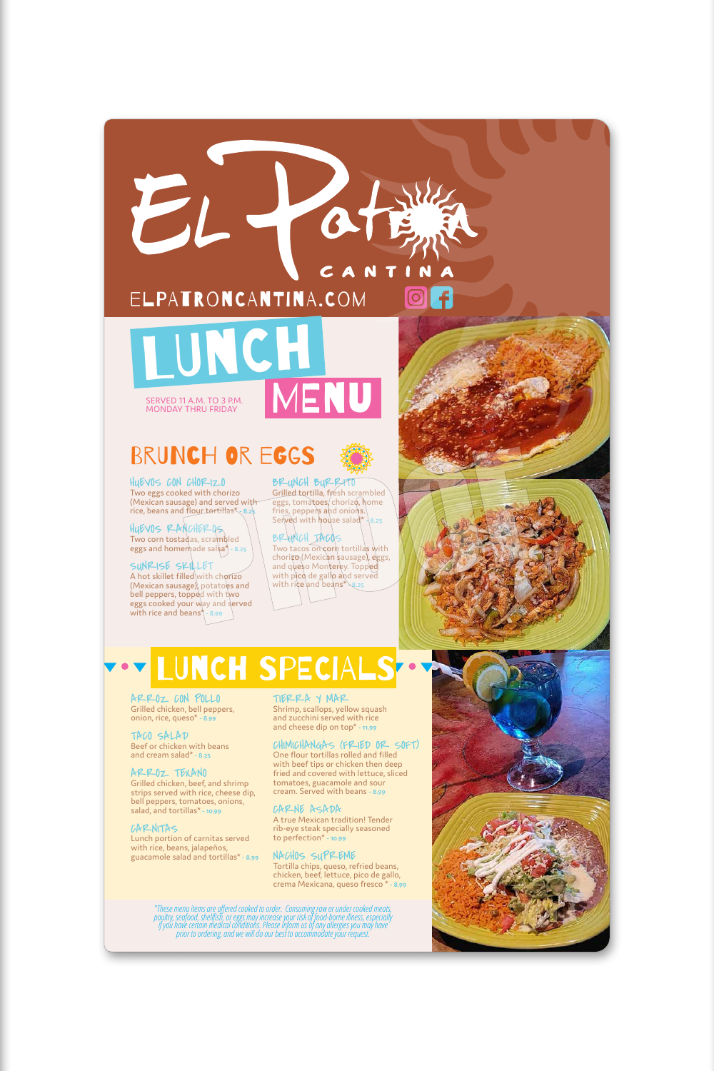# El Patron Cantina

ELPATRONCANTINA.COM

# LUNCH MENU

SERVED 11 A.M. TO 3 P.M.
MONDAY THRU FRIDAY

## BRUNCH OR EGGS

### HUEVOS CON CHORIZO
Two eggs cooked with chorizo (Mexican sausage) and served with rice, beans and flour tortillas* - 8.25

### HUEVOS RANCHEROS
Two corn tostadas, scrambled eggs and homemade salsa* - 8.25

### SUNRISE SKILLET
A hot skillet filled with chorizo (Mexican sausage), potatoes and bell peppers, topped with two eggs cooked your way and served with rice and beans* - 8.99

### BRUNCH BURRITO
Grilled tortilla, fresh scrambled eggs, tomatoes, chorizo, home fries, peppers and onions. Served with house salad* - 8.25

### BRUNCH TACOS
Two tacos on corn tortillas with chorizo (Mexican sausage), eggs, and queso Monterey. Topped with pico de gallo and served with rice and beans* - 8.25

## LUNCH SPECIALS

### ARROZ CON POLLO
Grilled chicken, bell peppers, onion, rice, queso* - 8.99

### TACO SALAD
Beef or chicken with beans and cream salad* - 8.25

### ARROZ TEXANO
Grilled chicken, beef, and shrimp strips served with rice, cheese dip, bell peppers, tomatoes, onions, salad, and tortillas* - 10.99

### CARNITAS
Lunch portion of carnitas served with rice, beans, jalapeños, guacamole salad and tortillas* - 8.99

### TIERRA Y MAR
Shrimp, scallops, yellow squash and zucchini served with rice and cheese dip on top* - 11.99

### CHIMICHANGAS (FRIED OR SOFT)
One flour tortillas rolled and filled with beef tips or chicken then deep fried and covered with lettuce, sliced tomatoes, guacamole and sour cream. Served with beans - 8.99

### CARNE ASADA
A true Mexican tradition! Tender rib-eye steak specially seasoned to perfection* - 10.99

### NACHOS SUPREME
Tortilla chips, queso, refried beans, chicken, beef, lettuce, pico de gallo, crema Mexicana, queso fresco * - 8.99

*\*These menu items are offered cooked to order. Consuming raw or under cooked meats, poultry, seafood, shellfish, or eggs may increase your risk of food-borne illness, especially if you have certain medical conditions. Please inform us of any allergies you may have prior to ordering, and we will do our best to accommodate your request.*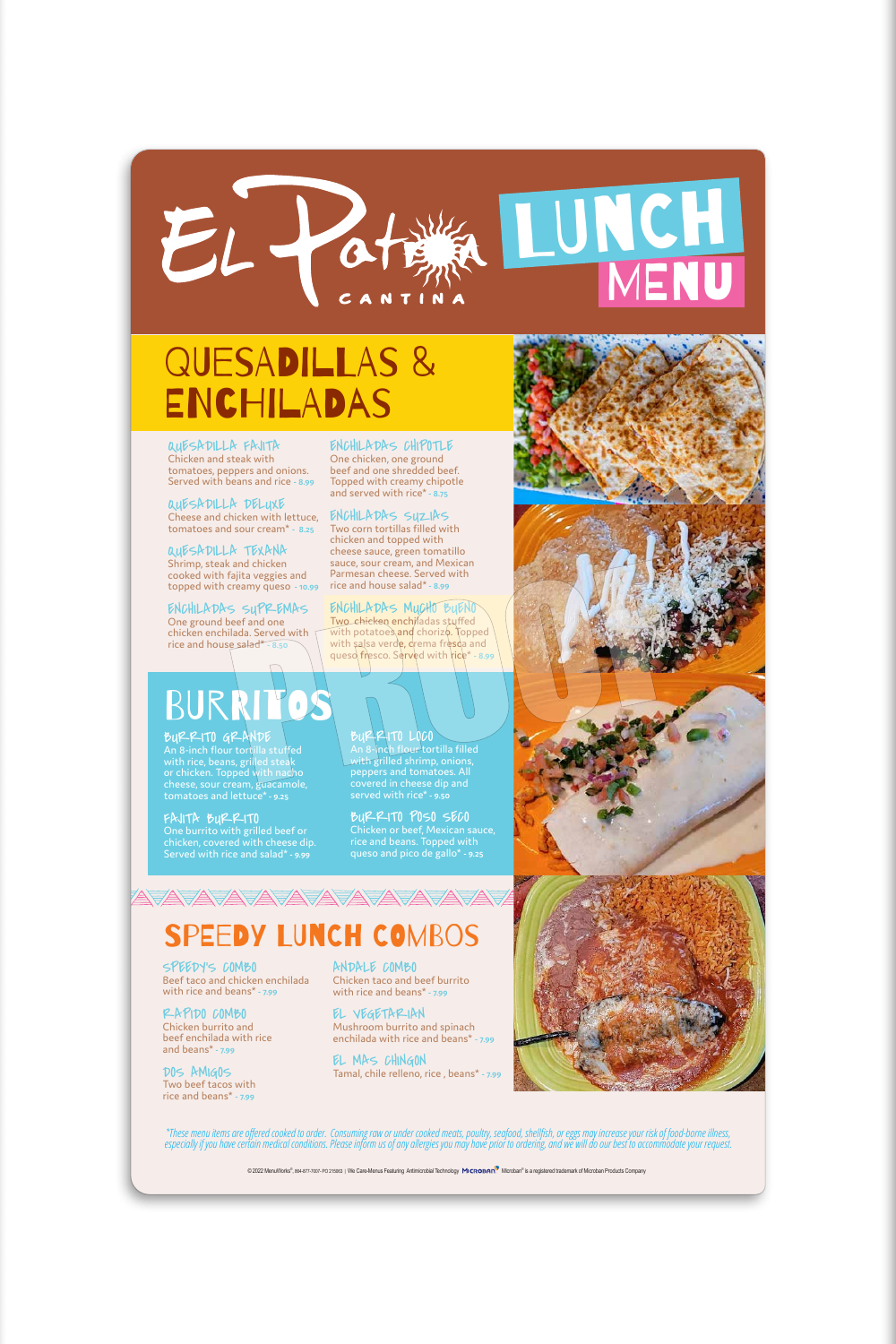# El Patron Cantina

# LUNCH MENU

## QUESADILLAS & ENCHILADAS

### QUESADILLA FAJITA
Chicken and steak with tomatoes, peppers and onions. Served with beans and rice - 8.99

### QUESADILLA DELUXE
Cheese and chicken with lettuce, tomatoes and sour cream* - 8.25

### QUESADILLA TEXANA
Shrimp, steak and chicken cooked with fajita veggies and topped with creamy queso - 10.99

### ENCHILADAS SUPREMAS
One ground beef and one chicken enchilada. Served with rice and house salad* - 8.50

### ENCHILADAS CHIPOTLE
One chicken, one ground beef and one shredded beef. Topped with creamy chipotle and served with rice* - 8.25

### ENCHILADAS SUZIAS
Two corn tortillas filled with chicken and topped with cheese sauce, green tomatillo sauce, sour cream, and Mexican Parmesan cheese. Served with rice and house salad* - 8.99

### ENCHILADAS MUCHO BUENO
Two chicken enchiladas stuffed with potatoes and chorizo. Topped with salsa verde, crema fresca and queso fresco. Served with rice* - 8.99

## BURRITOS

### BURRITO GRANDE
An 8-inch flour tortilla stuffed with rice, beans, grilled steak or chicken. Topped with nacho cheese, sour cream, guacamole, tomatoes and lettuce* - 9.25

### FAJITA BURRITO
One burrito with grilled beef or chicken, covered with cheese dip. Served with rice and salad* - 9.99

### BURRITO LOCO
An 8-inch flour tortilla filled with grilled shrimp, onions, peppers and tomatoes. All covered in cheese dip and served with rice* - 9.50

### BURRITO POSO SECO
Chicken or beef, Mexican sauce, rice and beans. Topped with queso and pico de gallo* - 9.25

## SPEEDY LUNCH COMBOS

### SPEEDY'S COMBO
Beef taco and chicken enchilada with rice and beans* - 7.99

### RAPIDO COMBO
Chicken burrito and beef enchilada with rice and beans* - 7.99

### DOS AMIGOS
Two beef tacos with rice and beans* - 7.99

### ANDALE COMBO
Chicken taco and beef burrito with rice and beans* - 7.99

### EL VEGETARIAN
Mushroom burrito and spinach enchilada with rice and beans* - 7.99

### EL MAS CHINGON
Tamal, chile relleno, rice , beans* - 7.99

*These menu items are offered cooked to order. Consuming raw or under cooked meats, poultry, seafood, shellfish, or eggs may increase your risk of food-borne illness, especially if you have certain medical conditions. Please inform us of any allergies you may have prior to ordering, and we will do our best to accommodate your request.*

© 2022 MenuWorks®, 864-877-7007-PO 215993 | We Care-Menus Featuring Antimicrobial Technology MICROBAN® Microban® is a registered trademark of Microban Products Company